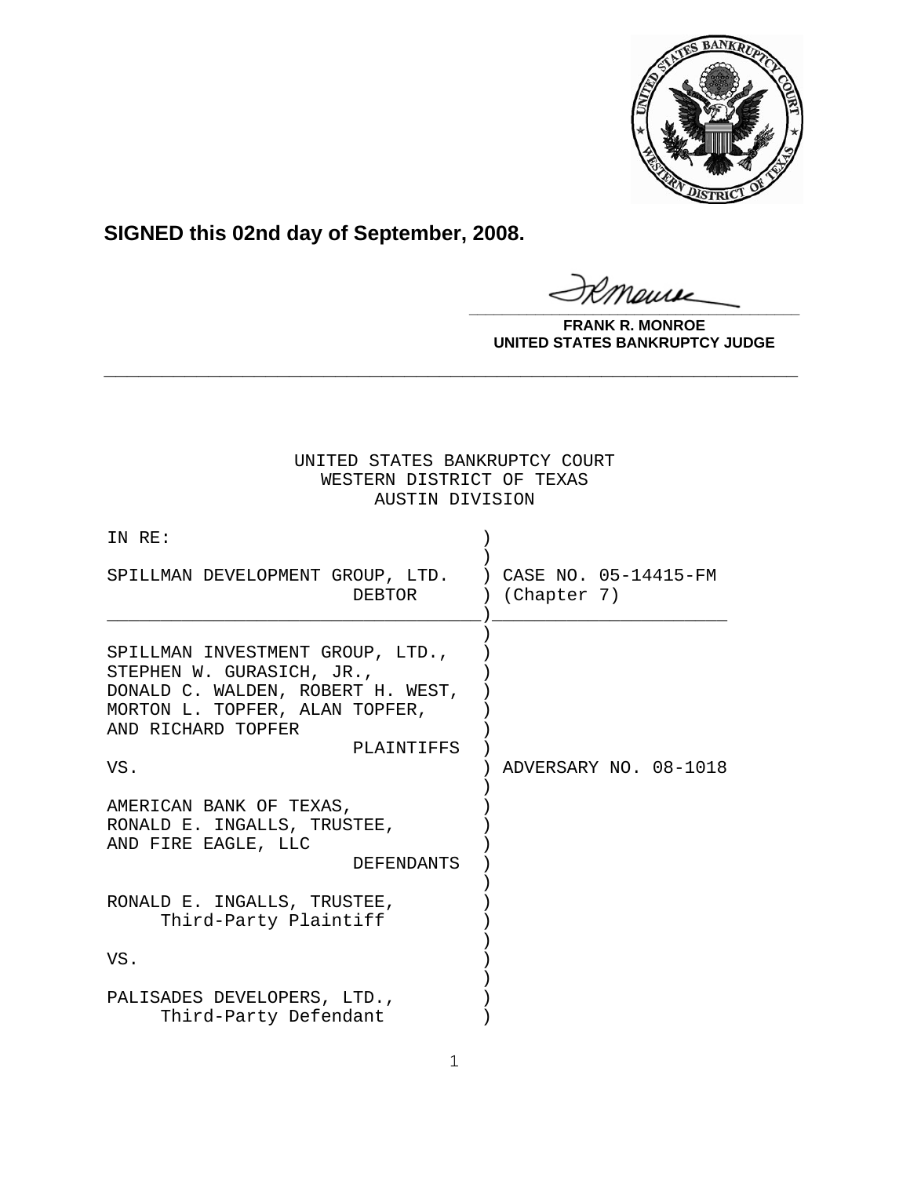**SIGNED this 02nd day of September, 2008.**

**FRANK R. MONROE**
**UNITED STATES BANKRUPTCY JUDGE**

---

UNITED STATES BANKRUPTCY COURT
WESTERN DISTRICT OF TEXAS
AUSTIN DIVISION

| | |
|---|---|
| IN RE: | |
| SPILLMAN DEVELOPMENT GROUP, LTD. DEBTOR | CASE NO. 05-14415-FM (Chapter 7) |
| SPILLMAN INVESTMENT GROUP, LTD., STEPHEN W. GURASICH, JR., DONALD C. WALDEN, ROBERT H. WEST, MORTON L. TOPFER, ALAN TOPFER, AND RICHARD TOPFER PLAINTIFFS | |
| VS. | ADVERSARY NO. 08-1018 |
| AMERICAN BANK OF TEXAS, RONALD E. INGALLS, TRUSTEE, AND FIRE EAGLE, LLC DEFENDANTS | |
| RONALD E. INGALLS, TRUSTEE, Third-Party Plaintiff | |
| VS. | |
| PALISADES DEVELOPERS, LTD., Third-Party Defendant | |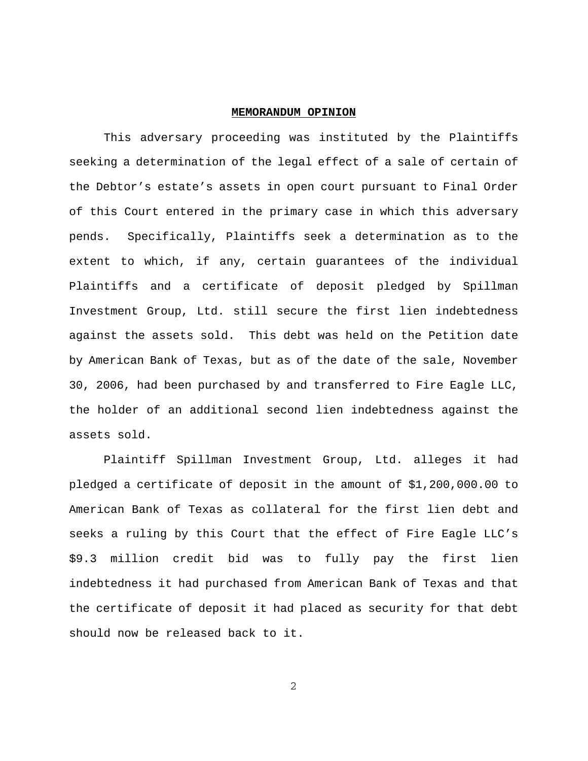## **MEMORANDUM OPINION**

This adversary proceeding was instituted by the Plaintiffs seeking a determination of the legal effect of a sale of certain of the Debtor's estate's assets in open court pursuant to Final Order of this Court entered in the primary case in which this adversary pends. Specifically, Plaintiffs seek a determination as to the extent to which, if any, certain guarantees of the individual Plaintiffs and a certificate of deposit pledged by Spillman Investment Group, Ltd. still secure the first lien indebtedness against the assets sold. This debt was held on the Petition date by American Bank of Texas, but as of the date of the sale, November 30, 2006, had been purchased by and transferred to Fire Eagle LLC, the holder of an additional second lien indebtedness against the assets sold.

Plaintiff Spillman Investment Group, Ltd. alleges it had pledged a certificate of deposit in the amount of $1,200,000.00 to American Bank of Texas as collateral for the first lien debt and seeks a ruling by this Court that the effect of Fire Eagle LLC's $9.3 million credit bid was to fully pay the first lien indebtedness it had purchased from American Bank of Texas and that the certificate of deposit it had placed as security for that debt should now be released back to it.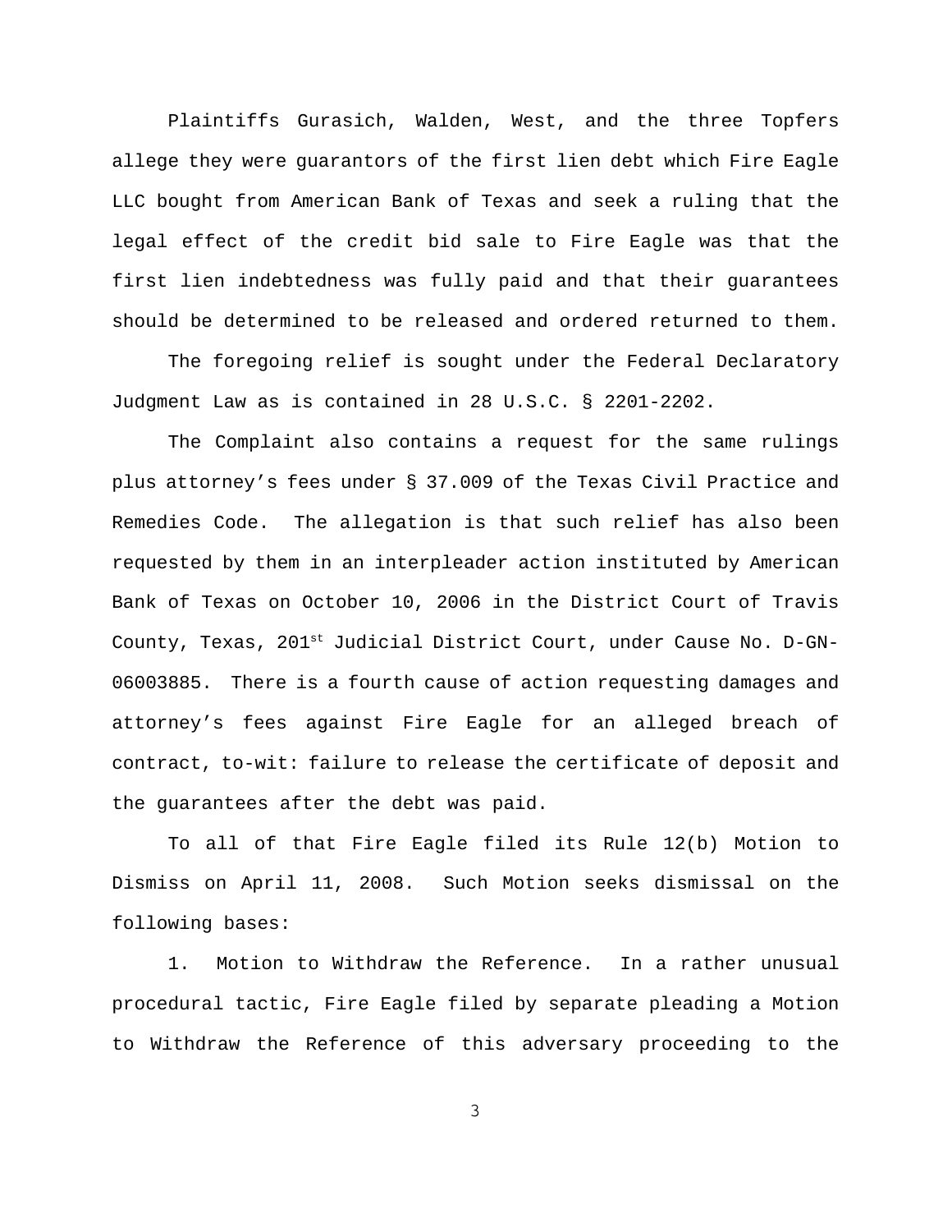Plaintiffs Gurasich, Walden, West, and the three Topfers allege they were guarantors of the first lien debt which Fire Eagle LLC bought from American Bank of Texas and seek a ruling that the legal effect of the credit bid sale to Fire Eagle was that the first lien indebtedness was fully paid and that their guarantees should be determined to be released and ordered returned to them.

The foregoing relief is sought under the Federal Declaratory Judgment Law as is contained in 28 U.S.C. § 2201-2202.

The Complaint also contains a request for the same rulings plus attorney's fees under § 37.009 of the Texas Civil Practice and Remedies Code. The allegation is that such relief has also been requested by them in an interpleader action instituted by American Bank of Texas on October 10, 2006 in the District Court of Travis County, Texas, 201st Judicial District Court, under Cause No. D-GN-06003885. There is a fourth cause of action requesting damages and attorney's fees against Fire Eagle for an alleged breach of contract, to-wit: failure to release the certificate of deposit and the guarantees after the debt was paid.

To all of that Fire Eagle filed its Rule 12(b) Motion to Dismiss on April 11, 2008. Such Motion seeks dismissal on the following bases:

1. Motion to Withdraw the Reference. In a rather unusual procedural tactic, Fire Eagle filed by separate pleading a Motion to Withdraw the Reference of this adversary proceeding to the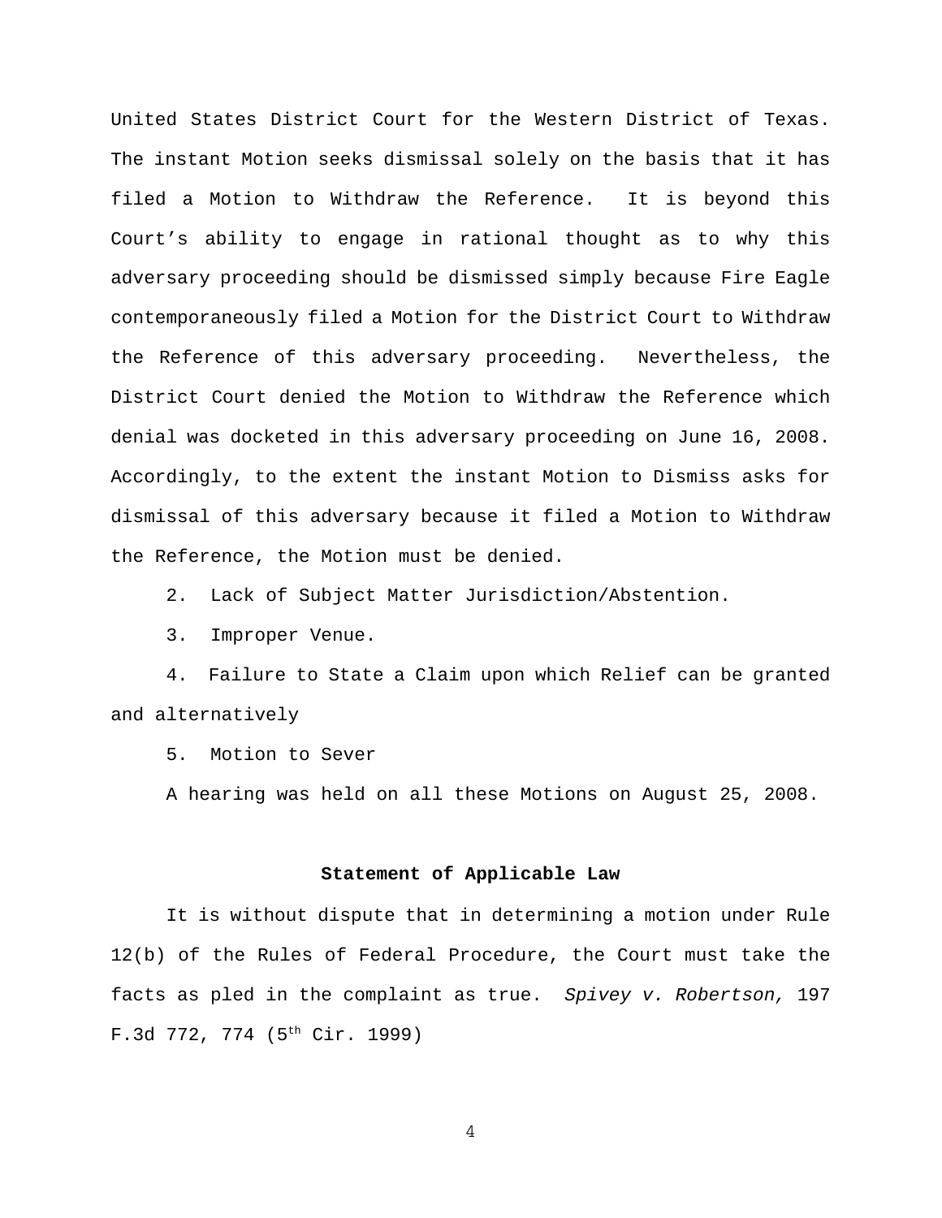United States District Court for the Western District of Texas. The instant Motion seeks dismissal solely on the basis that it has filed a Motion to Withdraw the Reference. It is beyond this Court's ability to engage in rational thought as to why this adversary proceeding should be dismissed simply because Fire Eagle contemporaneously filed a Motion for the District Court to Withdraw the Reference of this adversary proceeding. Nevertheless, the District Court denied the Motion to Withdraw the Reference which denial was docketed in this adversary proceeding on June 16, 2008. Accordingly, to the extent the instant Motion to Dismiss asks for dismissal of this adversary because it filed a Motion to Withdraw the Reference, the Motion must be denied.

2. Lack of Subject Matter Jurisdiction/Abstention.

3. Improper Venue.

4. Failure to State a Claim upon which Relief can be granted and alternatively

5. Motion to Sever

A hearing was held on all these Motions on August 25, 2008.

**Statement of Applicable Law**

It is without dispute that in determining a motion under Rule 12(b) of the Rules of Federal Procedure, the Court must take the facts as pled in the complaint as true. *Spivey v. Robertson,* 197 F.3d 772, 774 (5th Cir. 1999)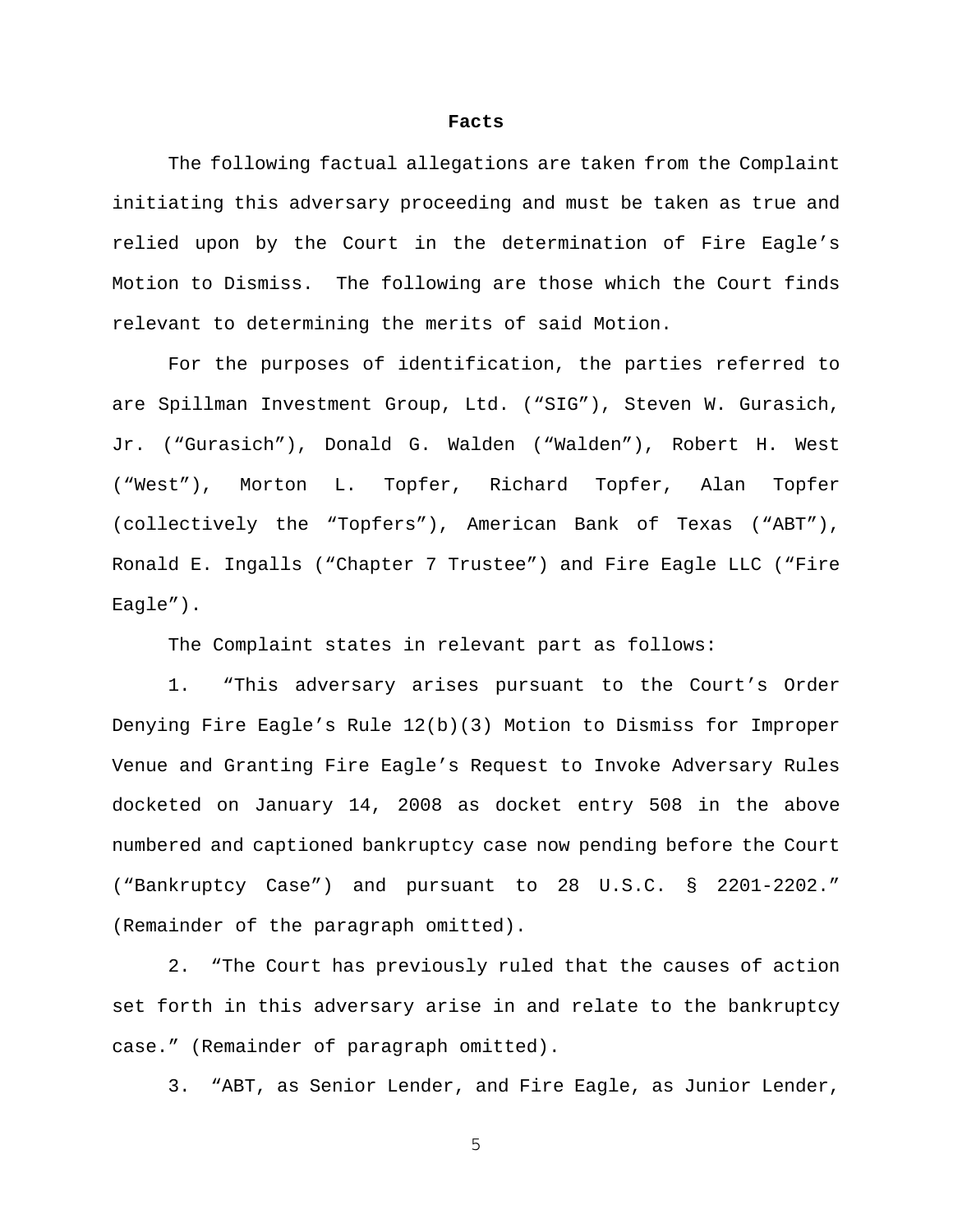**Facts**

The following factual allegations are taken from the Complaint initiating this adversary proceeding and must be taken as true and relied upon by the Court in the determination of Fire Eagle's Motion to Dismiss. The following are those which the Court finds relevant to determining the merits of said Motion.

For the purposes of identification, the parties referred to are Spillman Investment Group, Ltd. ("SIG"), Steven W. Gurasich, Jr. ("Gurasich"), Donald G. Walden ("Walden"), Robert H. West ("West"), Morton L. Topfer, Richard Topfer, Alan Topfer (collectively the "Topfers"), American Bank of Texas ("ABT"), Ronald E. Ingalls ("Chapter 7 Trustee") and Fire Eagle LLC ("Fire Eagle").

The Complaint states in relevant part as follows:

1. "This adversary arises pursuant to the Court's Order Denying Fire Eagle's Rule 12(b)(3) Motion to Dismiss for Improper Venue and Granting Fire Eagle's Request to Invoke Adversary Rules docketed on January 14, 2008 as docket entry 508 in the above numbered and captioned bankruptcy case now pending before the Court ("Bankruptcy Case") and pursuant to 28 U.S.C. § 2201-2202." (Remainder of the paragraph omitted).

2. "The Court has previously ruled that the causes of action set forth in this adversary arise in and relate to the bankruptcy case." (Remainder of paragraph omitted).

3. "ABT, as Senior Lender, and Fire Eagle, as Junior Lender,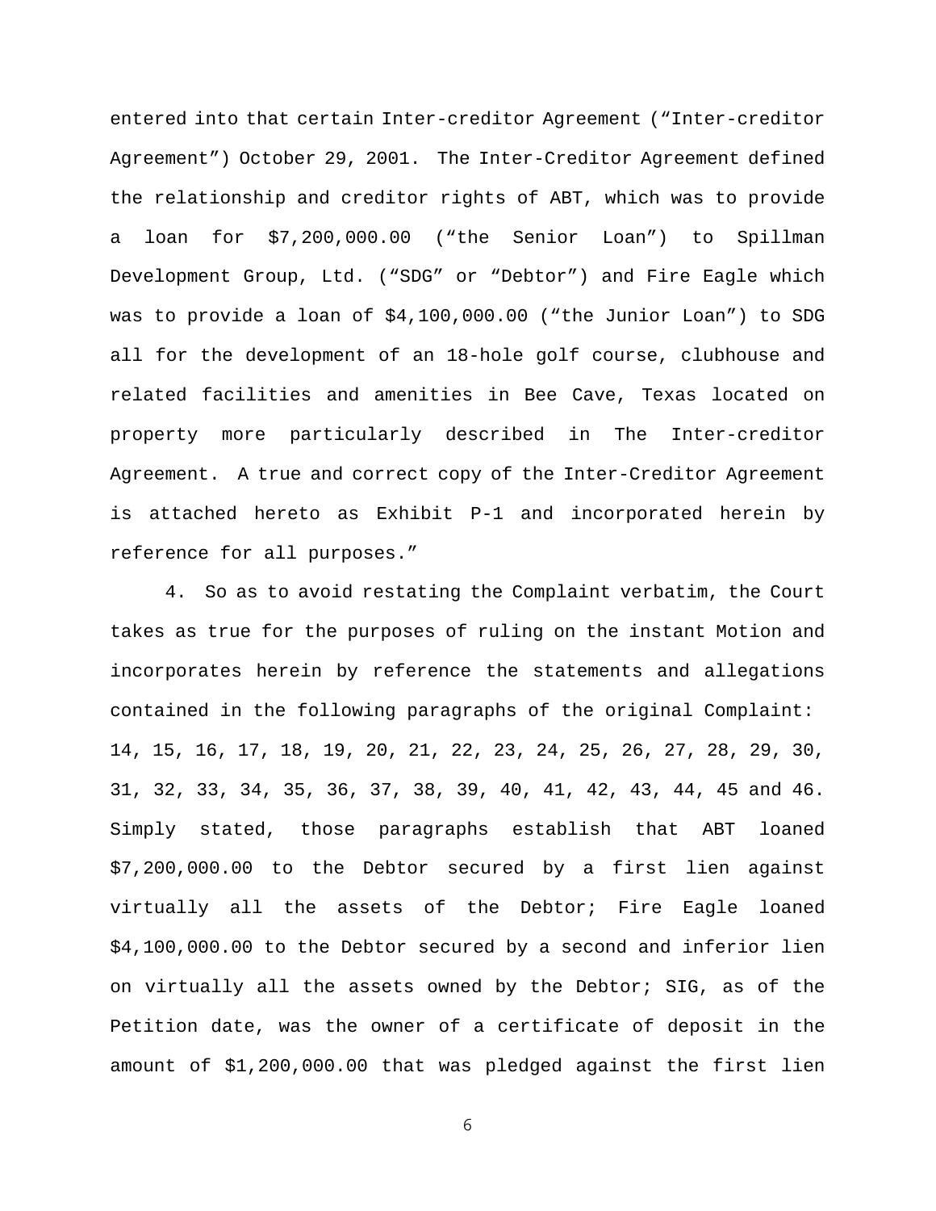entered into that certain Inter-creditor Agreement ("Inter-creditor Agreement") October 29, 2001. The Inter-Creditor Agreement defined the relationship and creditor rights of ABT, which was to provide a loan for $7,200,000.00 ("the Senior Loan") to Spillman Development Group, Ltd. ("SDG" or "Debtor") and Fire Eagle which was to provide a loan of $4,100,000.00 ("the Junior Loan") to SDG all for the development of an 18-hole golf course, clubhouse and related facilities and amenities in Bee Cave, Texas located on property more particularly described in The Inter-creditor Agreement. A true and correct copy of the Inter-Creditor Agreement is attached hereto as Exhibit P-1 and incorporated herein by reference for all purposes."

4. So as to avoid restating the Complaint verbatim, the Court takes as true for the purposes of ruling on the instant Motion and incorporates herein by reference the statements and allegations contained in the following paragraphs of the original Complaint: 14, 15, 16, 17, 18, 19, 20, 21, 22, 23, 24, 25, 26, 27, 28, 29, 30, 31, 32, 33, 34, 35, 36, 37, 38, 39, 40, 41, 42, 43, 44, 45 and 46. Simply stated, those paragraphs establish that ABT loaned $7,200,000.00 to the Debtor secured by a first lien against virtually all the assets of the Debtor; Fire Eagle loaned $4,100,000.00 to the Debtor secured by a second and inferior lien on virtually all the assets owned by the Debtor; SIG, as of the Petition date, was the owner of a certificate of deposit in the amount of $1,200,000.00 that was pledged against the first lien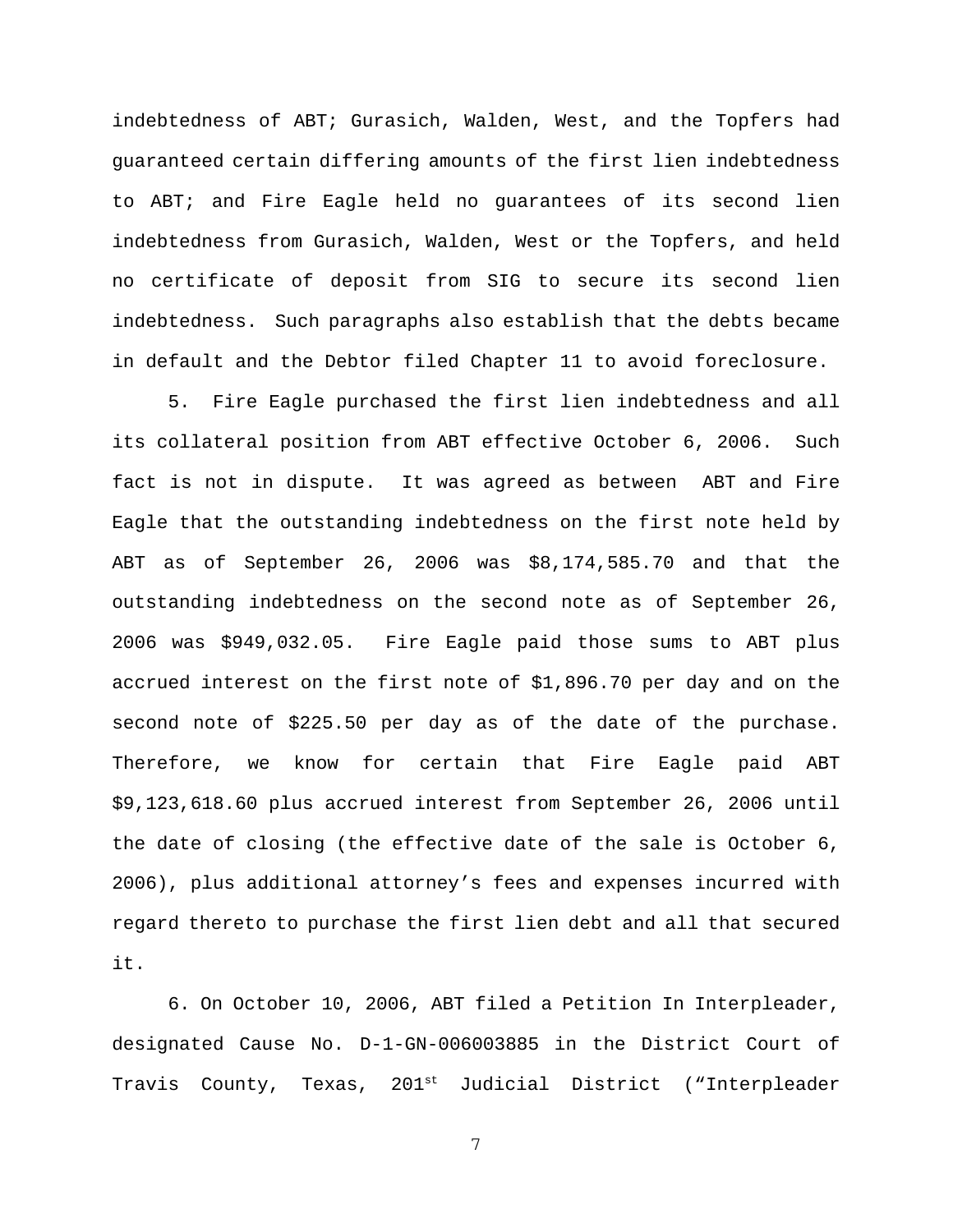indebtedness of ABT; Gurasich, Walden, West, and the Topfers had guaranteed certain differing amounts of the first lien indebtedness to ABT; and Fire Eagle held no guarantees of its second lien indebtedness from Gurasich, Walden, West or the Topfers, and held no certificate of deposit from SIG to secure its second lien indebtedness. Such paragraphs also establish that the debts became in default and the Debtor filed Chapter 11 to avoid foreclosure.

5. Fire Eagle purchased the first lien indebtedness and all its collateral position from ABT effective October 6, 2006. Such fact is not in dispute. It was agreed as between ABT and Fire Eagle that the outstanding indebtedness on the first note held by ABT as of September 26, 2006 was $8,174,585.70 and that the outstanding indebtedness on the second note as of September 26, 2006 was $949,032.05. Fire Eagle paid those sums to ABT plus accrued interest on the first note of $1,896.70 per day and on the second note of $225.50 per day as of the date of the purchase. Therefore, we know for certain that Fire Eagle paid ABT $9,123,618.60 plus accrued interest from September 26, 2006 until the date of closing (the effective date of the sale is October 6, 2006), plus additional attorney's fees and expenses incurred with regard thereto to purchase the first lien debt and all that secured it.

6. On October 10, 2006, ABT filed a Petition In Interpleader, designated Cause No. D-1-GN-006003885 in the District Court of Travis County, Texas, 201st Judicial District ("Interpleader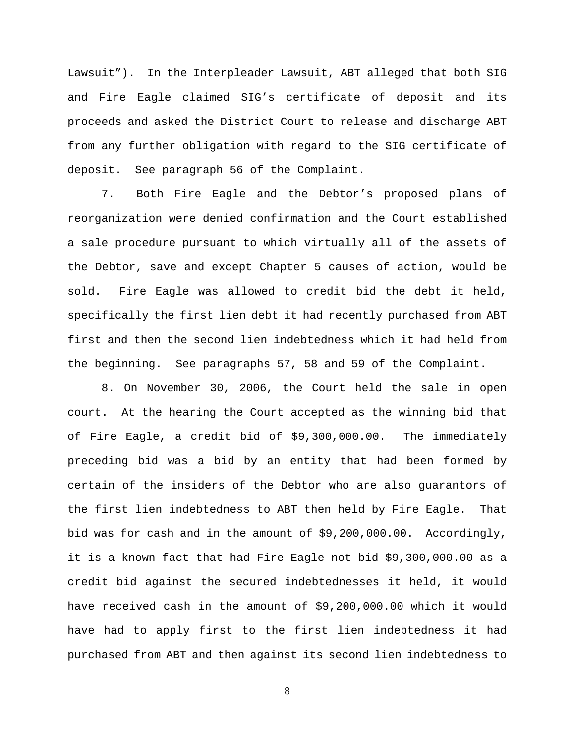Lawsuit”). In the Interpleader Lawsuit, ABT alleged that both SIG and Fire Eagle claimed SIG’s certificate of deposit and its proceeds and asked the District Court to release and discharge ABT from any further obligation with regard to the SIG certificate of deposit. See paragraph 56 of the Complaint.

7. Both Fire Eagle and the Debtor’s proposed plans of reorganization were denied confirmation and the Court established a sale procedure pursuant to which virtually all of the assets of the Debtor, save and except Chapter 5 causes of action, would be sold. Fire Eagle was allowed to credit bid the debt it held, specifically the first lien debt it had recently purchased from ABT first and then the second lien indebtedness which it had held from the beginning. See paragraphs 57, 58 and 59 of the Complaint.

8. On November 30, 2006, the Court held the sale in open court. At the hearing the Court accepted as the winning bid that of Fire Eagle, a credit bid of $9,300,000.00. The immediately preceding bid was a bid by an entity that had been formed by certain of the insiders of the Debtor who are also guarantors of the first lien indebtedness to ABT then held by Fire Eagle. That bid was for cash and in the amount of $9,200,000.00. Accordingly, it is a known fact that had Fire Eagle not bid $9,300,000.00 as a credit bid against the secured indebtednesses it held, it would have received cash in the amount of $9,200,000.00 which it would have had to apply first to the first lien indebtedness it had purchased from ABT and then against its second lien indebtedness to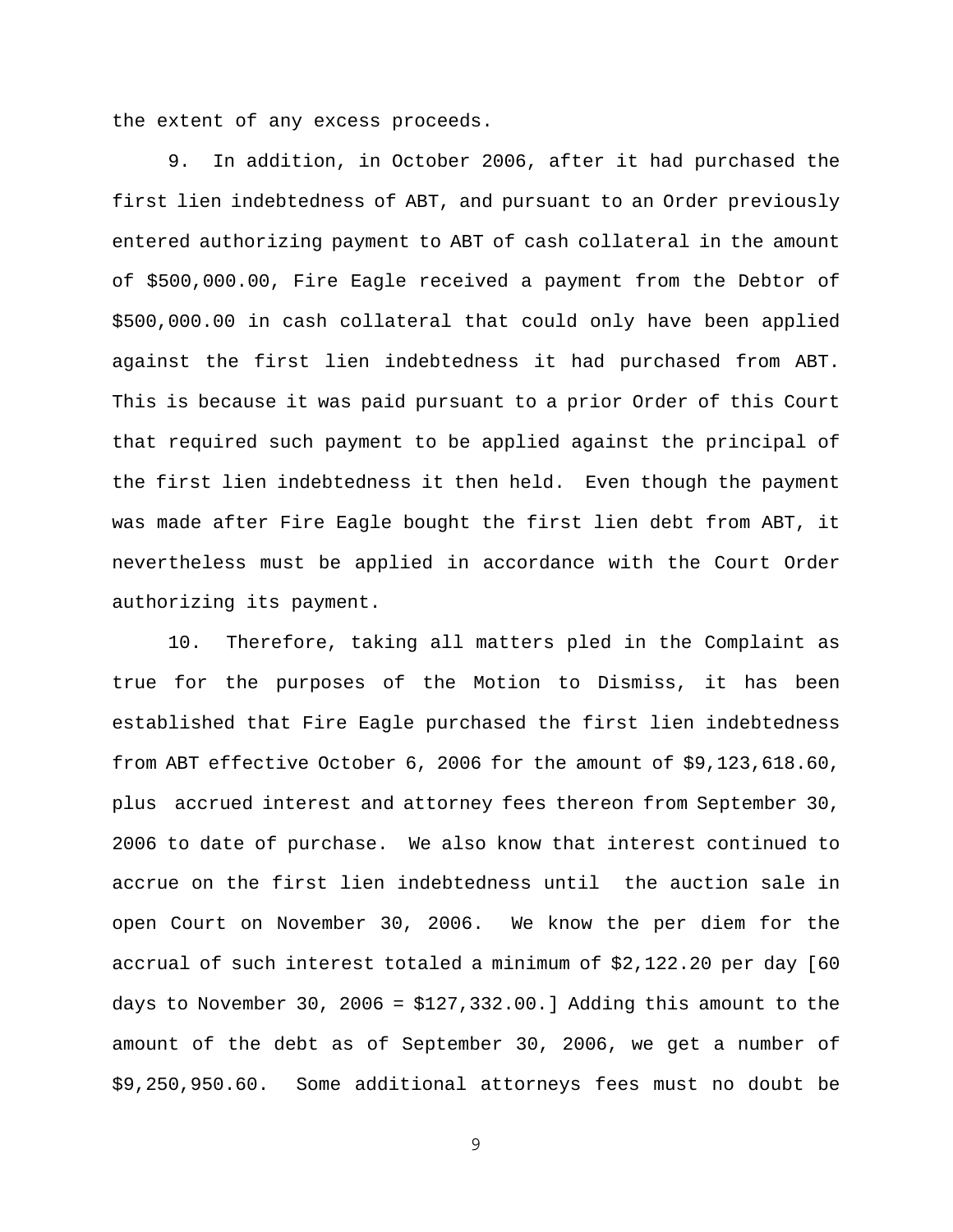the extent of any excess proceeds.

9. In addition, in October 2006, after it had purchased the first lien indebtedness of ABT, and pursuant to an Order previously entered authorizing payment to ABT of cash collateral in the amount of $500,000.00, Fire Eagle received a payment from the Debtor of $500,000.00 in cash collateral that could only have been applied against the first lien indebtedness it had purchased from ABT. This is because it was paid pursuant to a prior Order of this Court that required such payment to be applied against the principal of the first lien indebtedness it then held. Even though the payment was made after Fire Eagle bought the first lien debt from ABT, it nevertheless must be applied in accordance with the Court Order authorizing its payment.

10. Therefore, taking all matters pled in the Complaint as true for the purposes of the Motion to Dismiss, it has been established that Fire Eagle purchased the first lien indebtedness from ABT effective October 6, 2006 for the amount of $9,123,618.60, plus accrued interest and attorney fees thereon from September 30, 2006 to date of purchase. We also know that interest continued to accrue on the first lien indebtedness until the auction sale in open Court on November 30, 2006. We know the per diem for the accrual of such interest totaled a minimum of $2,122.20 per day [60 days to November 30, 2006 = $127,332.00.] Adding this amount to the amount of the debt as of September 30, 2006, we get a number of $9,250,950.60. Some additional attorneys fees must no doubt be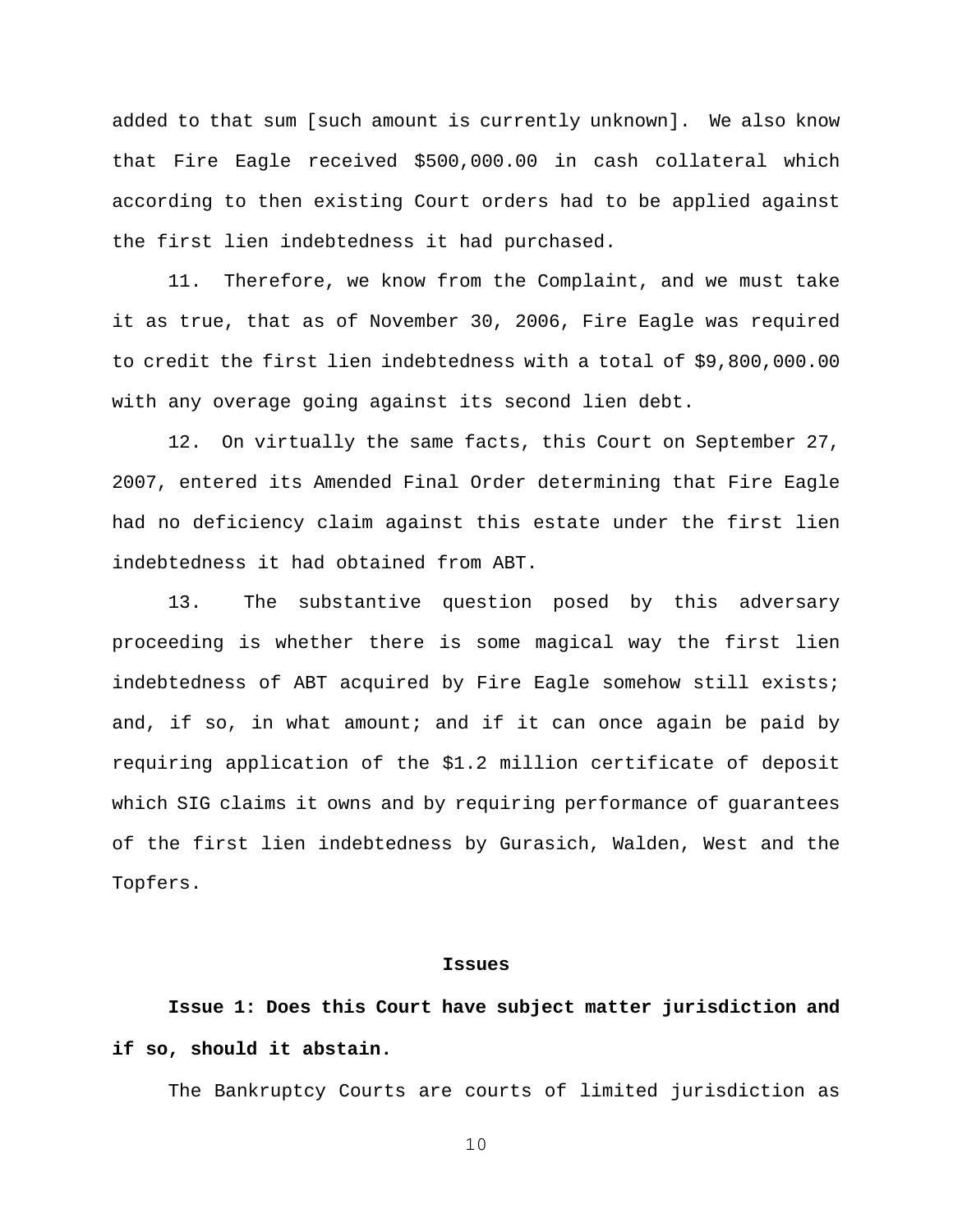added to that sum [such amount is currently unknown]. We also know that Fire Eagle received $500,000.00 in cash collateral which according to then existing Court orders had to be applied against the first lien indebtedness it had purchased.

11. Therefore, we know from the Complaint, and we must take it as true, that as of November 30, 2006, Fire Eagle was required to credit the first lien indebtedness with a total of $9,800,000.00 with any overage going against its second lien debt.

12. On virtually the same facts, this Court on September 27, 2007, entered its Amended Final Order determining that Fire Eagle had no deficiency claim against this estate under the first lien indebtedness it had obtained from ABT.

13. The substantive question posed by this adversary proceeding is whether there is some magical way the first lien indebtedness of ABT acquired by Fire Eagle somehow still exists; and, if so, in what amount; and if it can once again be paid by requiring application of the $1.2 million certificate of deposit which SIG claims it owns and by requiring performance of guarantees of the first lien indebtedness by Gurasich, Walden, West and the Topfers.

## Issues

**Issue 1: Does this Court have subject matter jurisdiction and if so, should it abstain.**

The Bankruptcy Courts are courts of limited jurisdiction as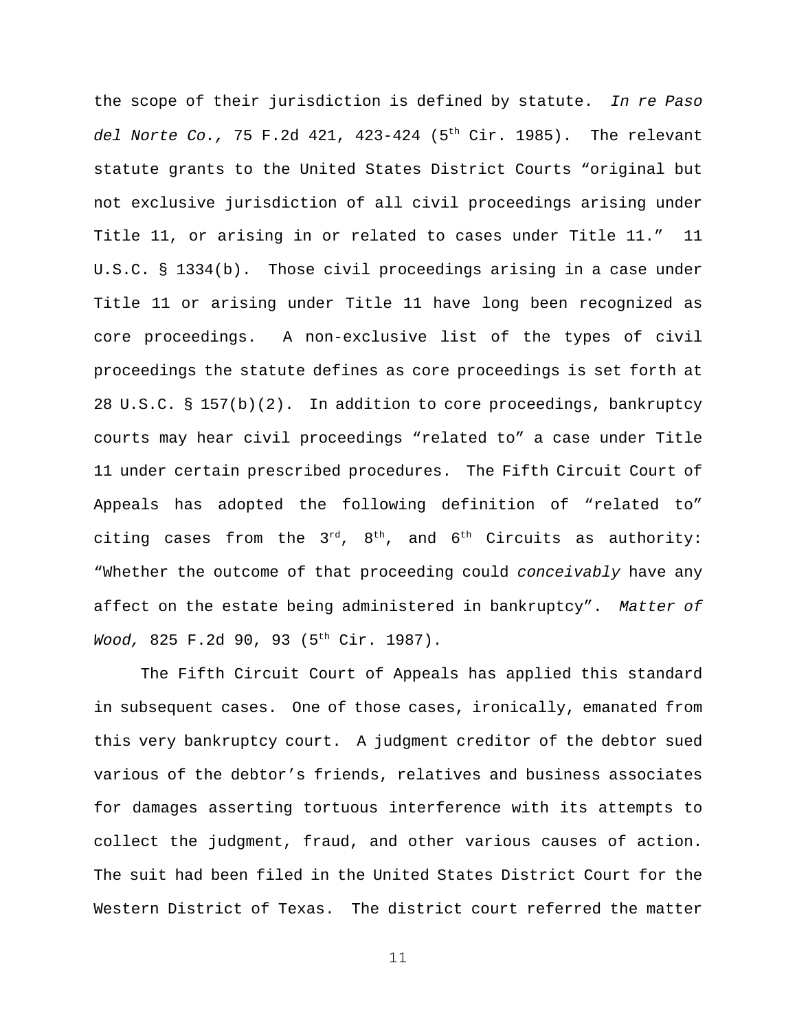the scope of their jurisdiction is defined by statute. *In re Paso del Norte Co.,* 75 F.2d 421, 423-424 (5th Cir. 1985). The relevant statute grants to the United States District Courts "original but not exclusive jurisdiction of all civil proceedings arising under Title 11, or arising in or related to cases under Title 11." 11 U.S.C. § 1334(b). Those civil proceedings arising in a case under Title 11 or arising under Title 11 have long been recognized as core proceedings. A non-exclusive list of the types of civil proceedings the statute defines as core proceedings is set forth at 28 U.S.C. § 157(b)(2). In addition to core proceedings, bankruptcy courts may hear civil proceedings "related to" a case under Title 11 under certain prescribed procedures. The Fifth Circuit Court of Appeals has adopted the following definition of "related to" citing cases from the 3rd, 8th, and 6th Circuits as authority: "Whether the outcome of that proceeding could *conceivably* have any affect on the estate being administered in bankruptcy". *Matter of Wood,* 825 F.2d 90, 93 (5th Cir. 1987).

The Fifth Circuit Court of Appeals has applied this standard in subsequent cases. One of those cases, ironically, emanated from this very bankruptcy court. A judgment creditor of the debtor sued various of the debtor's friends, relatives and business associates for damages asserting tortuous interference with its attempts to collect the judgment, fraud, and other various causes of action. The suit had been filed in the United States District Court for the Western District of Texas. The district court referred the matter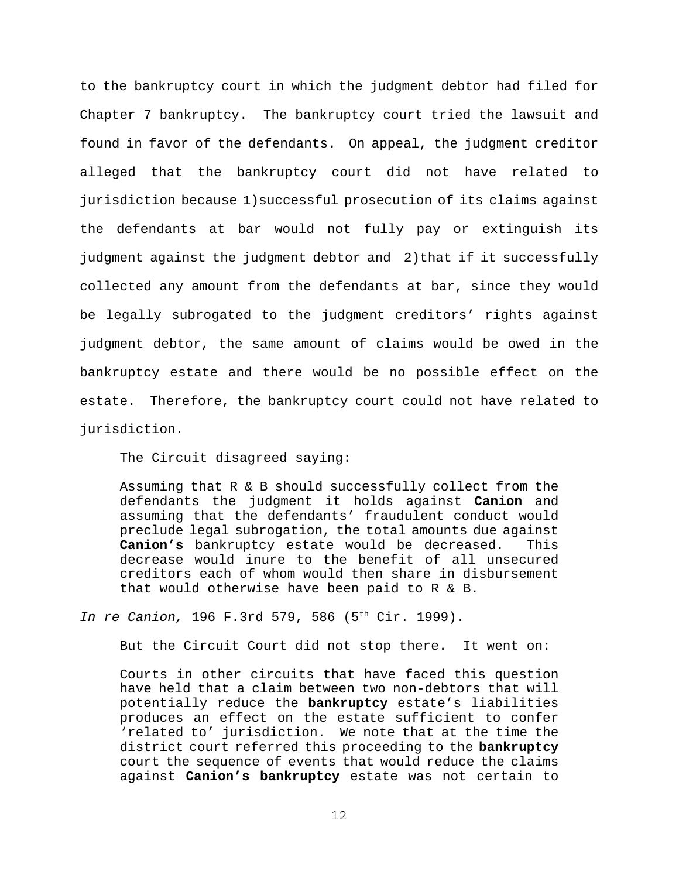to the bankruptcy court in which the judgment debtor had filed for Chapter 7 bankruptcy. The bankruptcy court tried the lawsuit and found in favor of the defendants. On appeal, the judgment creditor alleged that the bankruptcy court did not have related to jurisdiction because 1)successful prosecution of its claims against the defendants at bar would not fully pay or extinguish its judgment against the judgment debtor and 2)that if it successfully collected any amount from the defendants at bar, since they would be legally subrogated to the judgment creditors' rights against judgment debtor, the same amount of claims would be owed in the bankruptcy estate and there would be no possible effect on the estate. Therefore, the bankruptcy court could not have related to jurisdiction.

The Circuit disagreed saying:

> Assuming that R & B should successfully collect from the defendants the judgment it holds against **Canion** and assuming that the defendants' fraudulent conduct would preclude legal subrogation, the total amounts due against **Canion's** bankruptcy estate would be decreased. This decrease would inure to the benefit of all unsecured creditors each of whom would then share in disbursement that would otherwise have been paid to R & B.

*In re Canion,* 196 F.3rd 579, 586 (5th Cir. 1999).

But the Circuit Court did not stop there. It went on:

> Courts in other circuits that have faced this question have held that a claim between two non-debtors that will potentially reduce the **bankruptcy** estate's liabilities produces an effect on the estate sufficient to confer 'related to' jurisdiction. We note that at the time the district court referred this proceeding to the **bankruptcy** court the sequence of events that would reduce the claims against **Canion's bankruptcy** estate was not certain to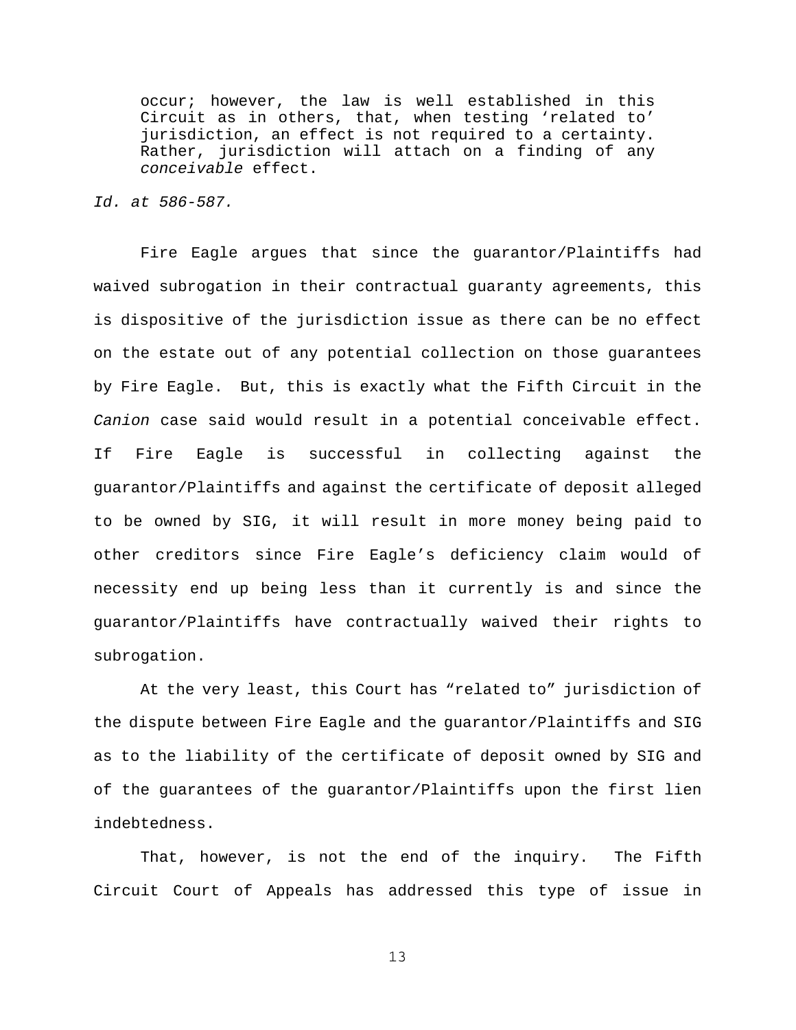> occur; however, the law is well established in this Circuit as in others, that, when testing 'related to' jurisdiction, an effect is not required to a certainty. Rather, jurisdiction will attach on a finding of any *conceivable* effect.

*Id. at 586-587.*

Fire Eagle argues that since the guarantor/Plaintiffs had waived subrogation in their contractual guaranty agreements, this is dispositive of the jurisdiction issue as there can be no effect on the estate out of any potential collection on those guarantees by Fire Eagle. But, this is exactly what the Fifth Circuit in the *Canion* case said would result in a potential conceivable effect. If Fire Eagle is successful in collecting against the guarantor/Plaintiffs and against the certificate of deposit alleged to be owned by SIG, it will result in more money being paid to other creditors since Fire Eagle's deficiency claim would of necessity end up being less than it currently is and since the guarantor/Plaintiffs have contractually waived their rights to subrogation.

At the very least, this Court has "related to" jurisdiction of the dispute between Fire Eagle and the guarantor/Plaintiffs and SIG as to the liability of the certificate of deposit owned by SIG and of the guarantees of the guarantor/Plaintiffs upon the first lien indebtedness.

That, however, is not the end of the inquiry. The Fifth Circuit Court of Appeals has addressed this type of issue in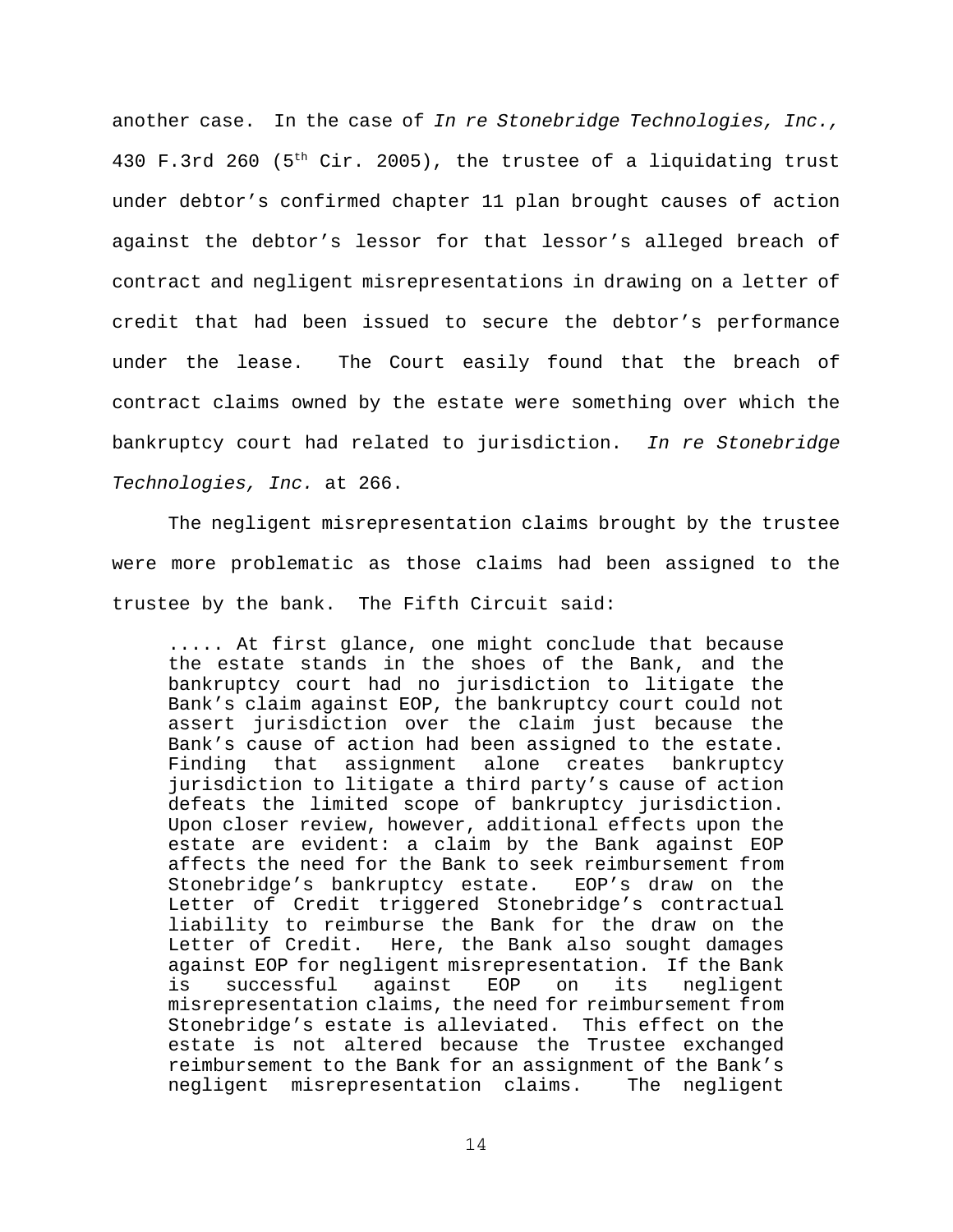another case. In the case of *In re Stonebridge Technologies, Inc.,* 430 F.3rd 260 (5th Cir. 2005), the trustee of a liquidating trust under debtor's confirmed chapter 11 plan brought causes of action against the debtor's lessor for that lessor's alleged breach of contract and negligent misrepresentations in drawing on a letter of credit that had been issued to secure the debtor's performance under the lease. The Court easily found that the breach of contract claims owned by the estate were something over which the bankruptcy court had related to jurisdiction. *In re Stonebridge Technologies, Inc.* at 266.

The negligent misrepresentation claims brought by the trustee were more problematic as those claims had been assigned to the trustee by the bank. The Fifth Circuit said:

> ..... At first glance, one might conclude that because the estate stands in the shoes of the Bank, and the bankruptcy court had no jurisdiction to litigate the Bank's claim against EOP, the bankruptcy court could not assert jurisdiction over the claim just because the Bank's cause of action had been assigned to the estate. Finding that assignment alone creates bankruptcy jurisdiction to litigate a third party's cause of action defeats the limited scope of bankruptcy jurisdiction. Upon closer review, however, additional effects upon the estate are evident: a claim by the Bank against EOP affects the need for the Bank to seek reimbursement from Stonebridge's bankruptcy estate. EOP's draw on the Letter of Credit triggered Stonebridge's contractual liability to reimburse the Bank for the draw on the Letter of Credit. Here, the Bank also sought damages against EOP for negligent misrepresentation. If the Bank is successful against EOP on its negligent misrepresentation claims, the need for reimbursement from Stonebridge's estate is alleviated. This effect on the estate is not altered because the Trustee exchanged reimbursement to the Bank for an assignment of the Bank's negligent misrepresentation claims. The negligent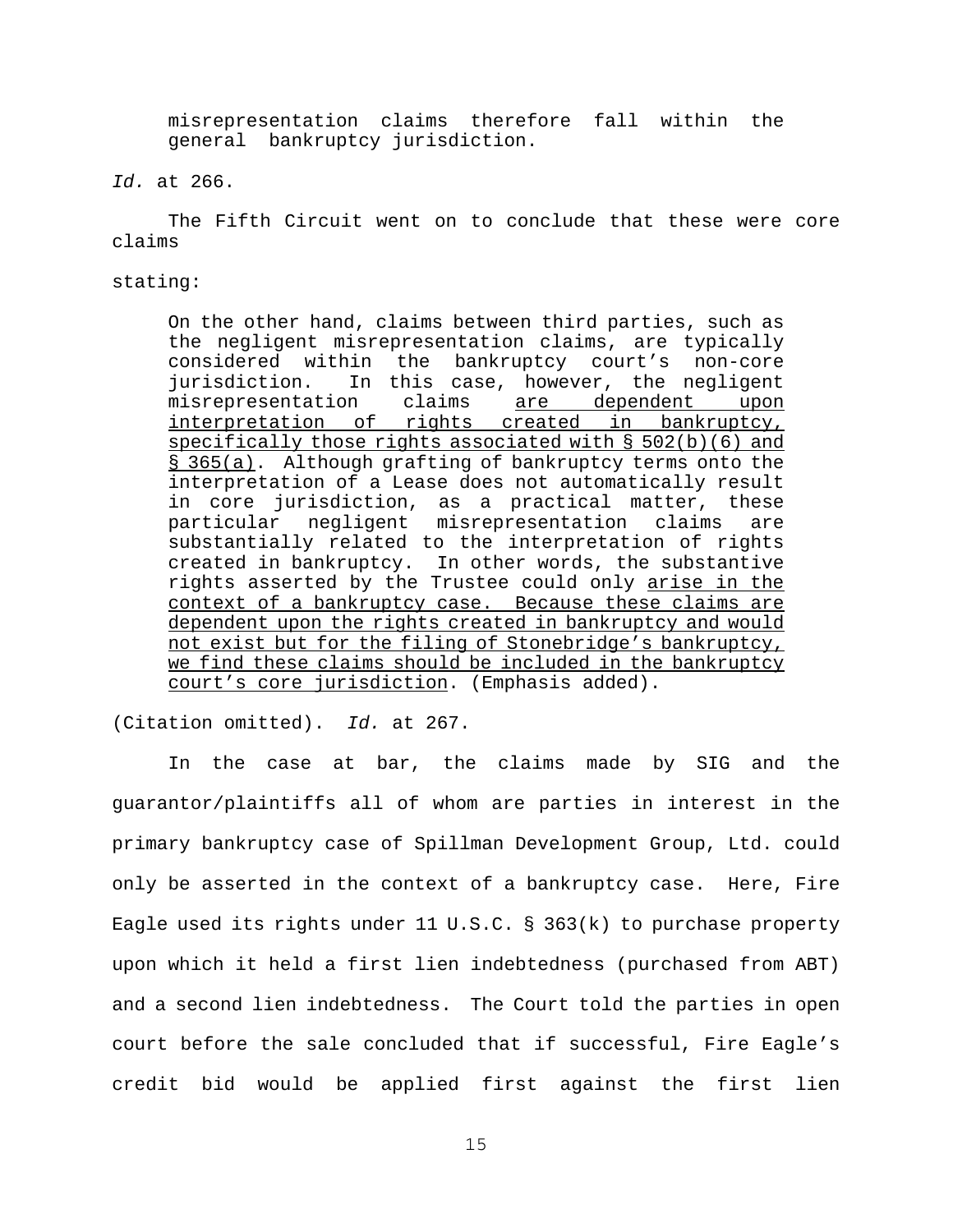> misrepresentation claims therefore fall within the general bankruptcy jurisdiction.

*Id.* at 266.

The Fifth Circuit went on to conclude that these were core claims

stating:

> On the other hand, claims between third parties, such as the negligent misrepresentation claims, are typically considered within the bankruptcy court's non-core jurisdiction. In this case, however, the negligent misrepresentation claims <u>are dependent upon interpretation of rights created in bankruptcy, specifically those rights associated with § 502(b)(6) and § 365(a)</u>. Although grafting of bankruptcy terms onto the interpretation of a Lease does not automatically result in core jurisdiction, as a practical matter, these particular negligent misrepresentation claims are substantially related to the interpretation of rights created in bankruptcy. In other words, the substantive rights asserted by the Trustee could only <u>arise in the context of a bankruptcy case. Because these claims are dependent upon the rights created in bankruptcy and would not exist but for the filing of Stonebridge's bankruptcy, we find these claims should be included in the bankruptcy court's core jurisdiction</u>. (Emphasis added).

(Citation omitted). *Id.* at 267.

In the case at bar, the claims made by SIG and the guarantor/plaintiffs all of whom are parties in interest in the primary bankruptcy case of Spillman Development Group, Ltd. could only be asserted in the context of a bankruptcy case. Here, Fire Eagle used its rights under 11 U.S.C. § 363(k) to purchase property upon which it held a first lien indebtedness (purchased from ABT) and a second lien indebtedness. The Court told the parties in open court before the sale concluded that if successful, Fire Eagle's credit bid would be applied first against the first lien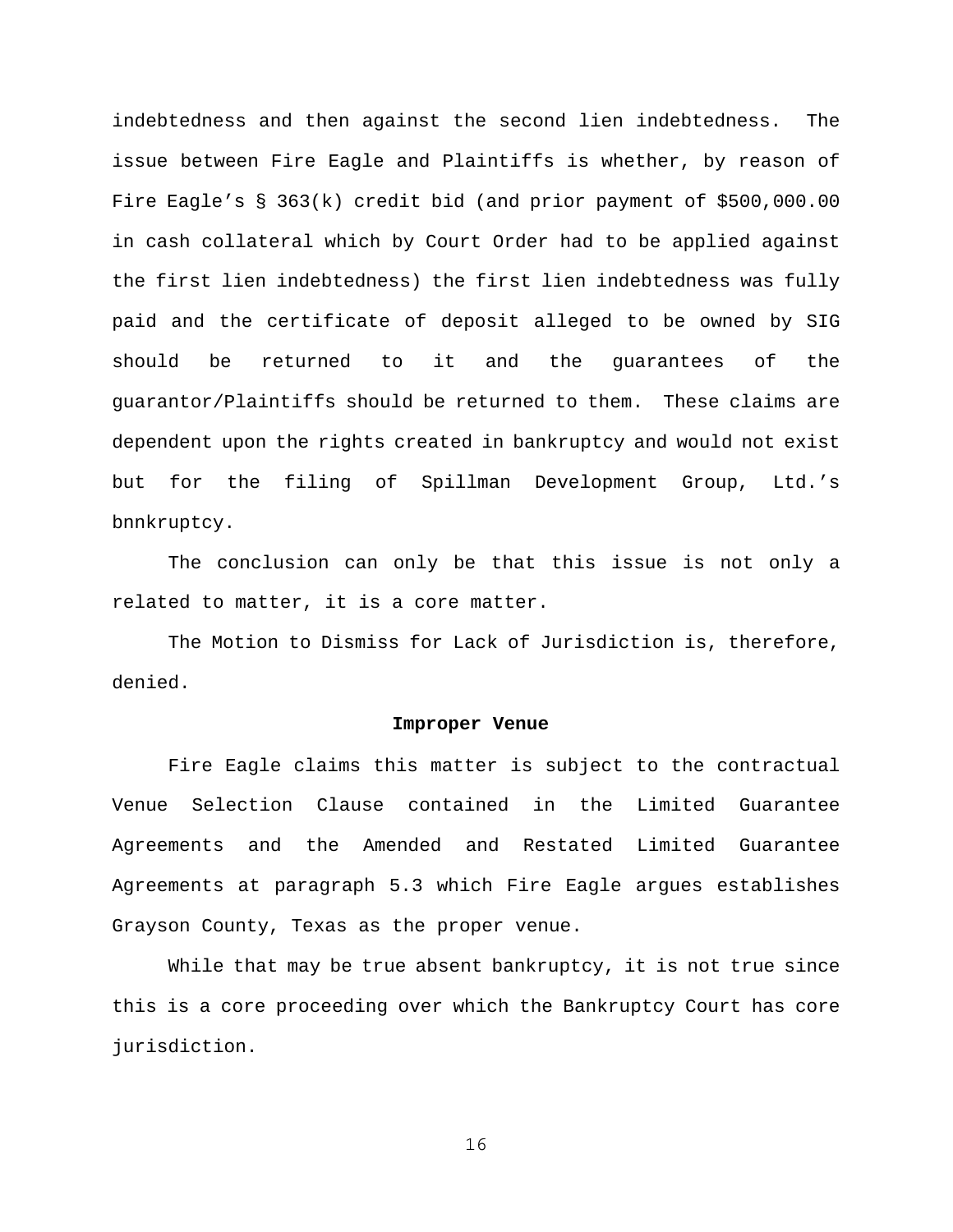indebtedness and then against the second lien indebtedness. The issue between Fire Eagle and Plaintiffs is whether, by reason of Fire Eagle's § 363(k) credit bid (and prior payment of $500,000.00 in cash collateral which by Court Order had to be applied against the first lien indebtedness) the first lien indebtedness was fully paid and the certificate of deposit alleged to be owned by SIG should be returned to it and the guarantees of the guarantor/Plaintiffs should be returned to them. These claims are dependent upon the rights created in bankruptcy and would not exist but for the filing of Spillman Development Group, Ltd.'s bnnkruptcy.

The conclusion can only be that this issue is not only a related to matter, it is a core matter.

The Motion to Dismiss for Lack of Jurisdiction is, therefore, denied.

**Improper Venue**

Fire Eagle claims this matter is subject to the contractual Venue Selection Clause contained in the Limited Guarantee Agreements and the Amended and Restated Limited Guarantee Agreements at paragraph 5.3 which Fire Eagle argues establishes Grayson County, Texas as the proper venue.

While that may be true absent bankruptcy, it is not true since this is a core proceeding over which the Bankruptcy Court has core jurisdiction.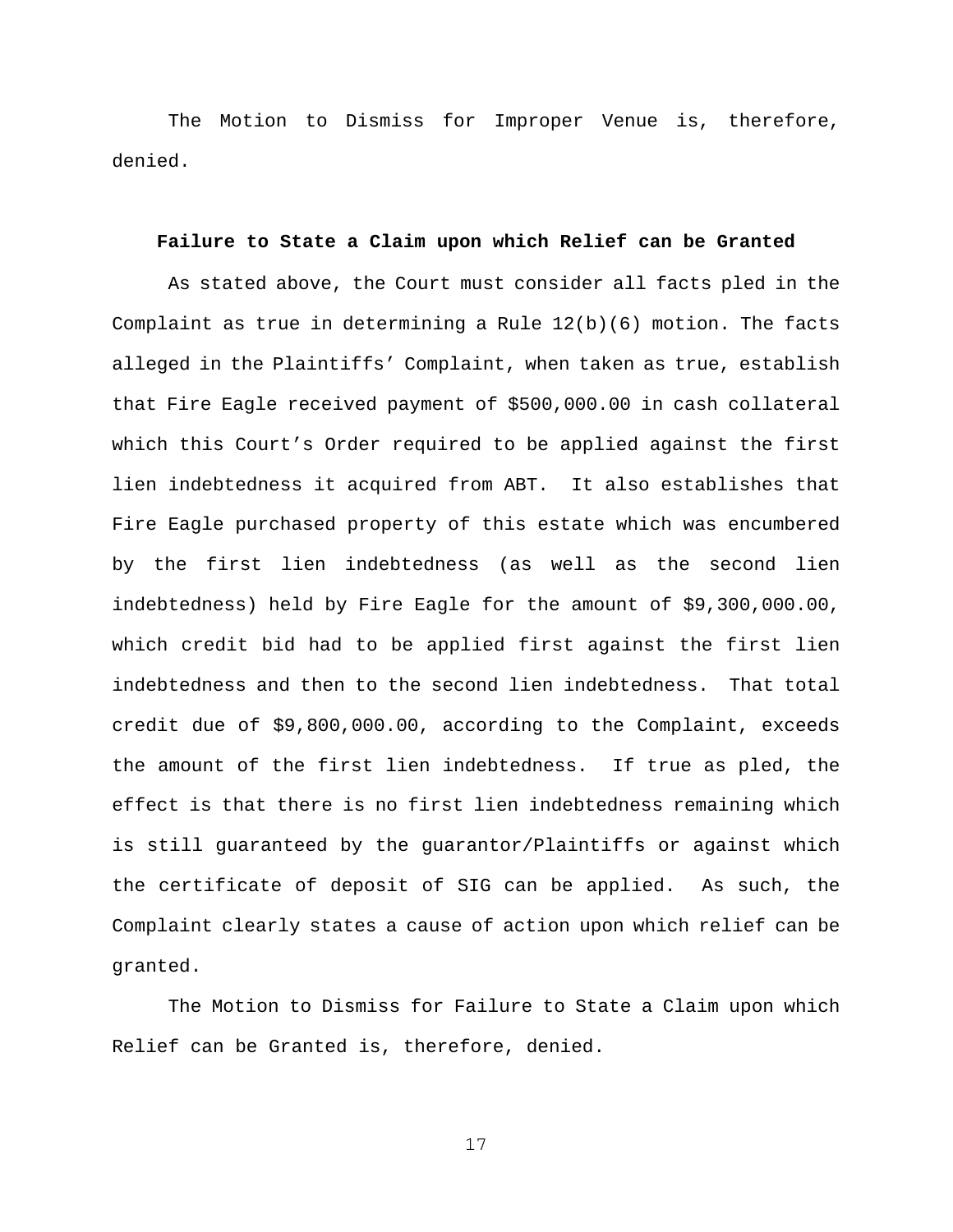The Motion to Dismiss for Improper Venue is, therefore, denied.

**Failure to State a Claim upon which Relief can be Granted**

As stated above, the Court must consider all facts pled in the Complaint as true in determining a Rule 12(b)(6) motion. The facts alleged in the Plaintiffs' Complaint, when taken as true, establish that Fire Eagle received payment of $500,000.00 in cash collateral which this Court's Order required to be applied against the first lien indebtedness it acquired from ABT. It also establishes that Fire Eagle purchased property of this estate which was encumbered by the first lien indebtedness (as well as the second lien indebtedness) held by Fire Eagle for the amount of $9,300,000.00, which credit bid had to be applied first against the first lien indebtedness and then to the second lien indebtedness. That total credit due of $9,800,000.00, according to the Complaint, exceeds the amount of the first lien indebtedness. If true as pled, the effect is that there is no first lien indebtedness remaining which is still guaranteed by the guarantor/Plaintiffs or against which the certificate of deposit of SIG can be applied. As such, the Complaint clearly states a cause of action upon which relief can be granted.

The Motion to Dismiss for Failure to State a Claim upon which Relief can be Granted is, therefore, denied.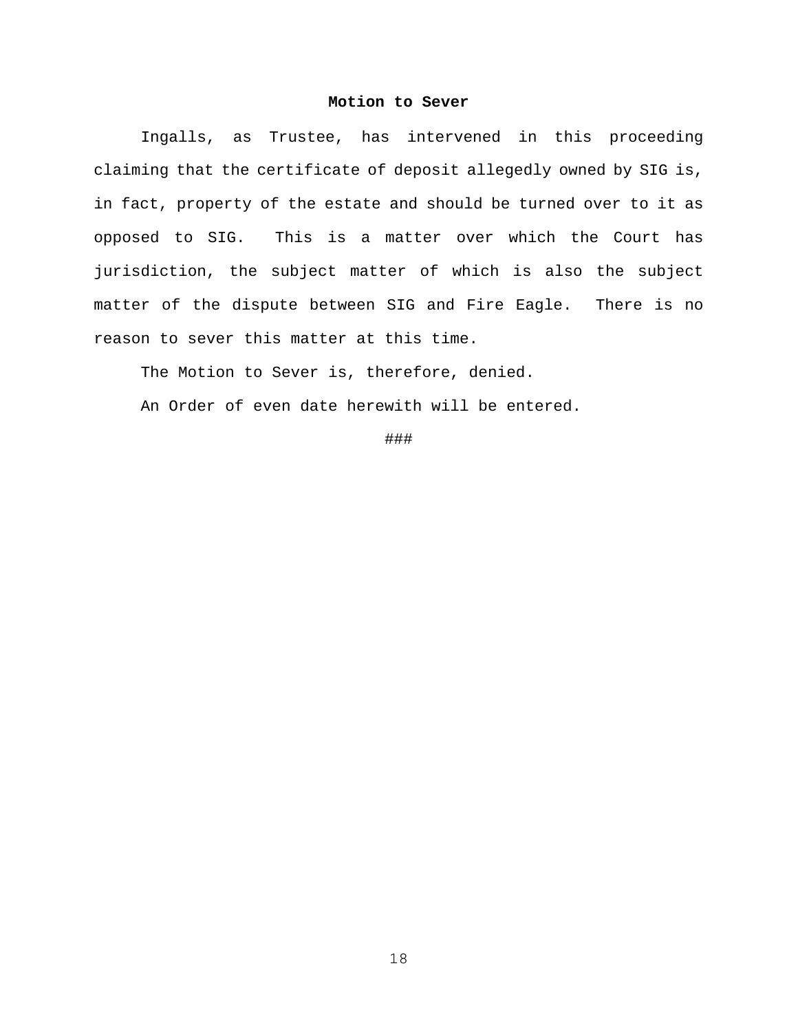**Motion to Sever**

Ingalls, as Trustee, has intervened in this proceeding claiming that the certificate of deposit allegedly owned by SIG is, in fact, property of the estate and should be turned over to it as opposed to SIG. This is a matter over which the Court has jurisdiction, the subject matter of which is also the subject matter of the dispute between SIG and Fire Eagle. There is no reason to sever this matter at this time.

The Motion to Sever is, therefore, denied.

An Order of even date herewith will be entered.

###